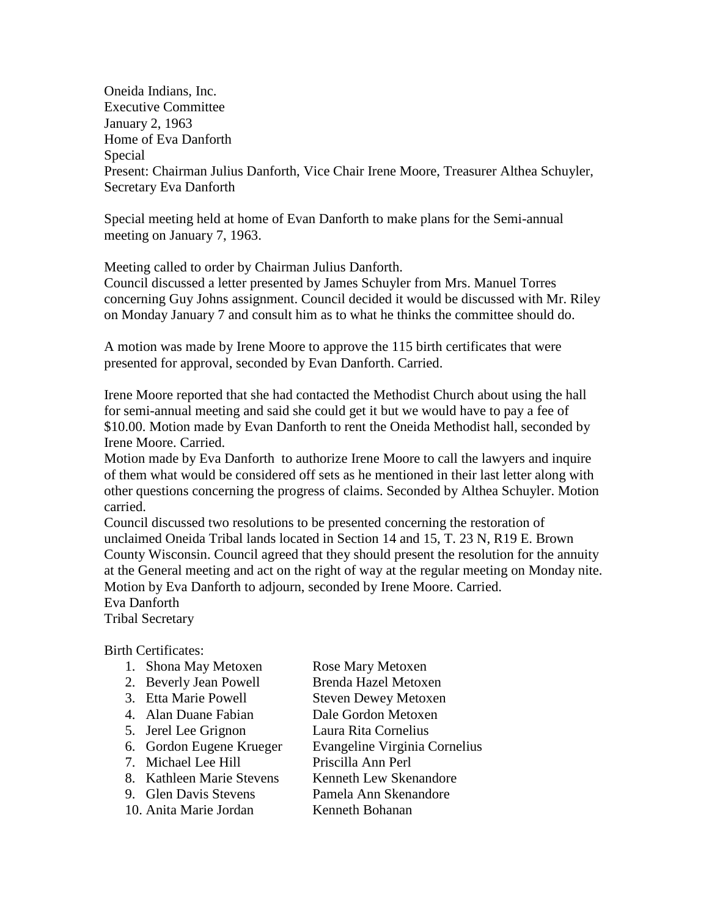Oneida Indians, Inc.
Executive Committee
January 2, 1963
Home of Eva Danforth
Special
Present: Chairman Julius Danforth, Vice Chair Irene Moore, Treasurer Althea Schuyler, Secretary Eva Danforth

Special meeting held at home of Evan Danforth to make plans for the Semi-annual meeting on January 7, 1963.

Meeting called to order by Chairman Julius Danforth.
Council discussed a letter presented by James Schuyler from Mrs. Manuel Torres concerning Guy Johns assignment. Council decided it would be discussed with Mr. Riley on Monday January 7 and consult him as to what he thinks the committee should do.

A motion was made by Irene Moore to approve the 115 birth certificates that were presented for approval, seconded by Evan Danforth. Carried.

Irene Moore reported that she had contacted the Methodist Church about using the hall for semi-annual meeting and said she could get it but we would have to pay a fee of $10.00. Motion made by Evan Danforth to rent the Oneida Methodist hall, seconded by Irene Moore. Carried.
Motion made by Eva Danforth to authorize Irene Moore to call the lawyers and inquire of them what would be considered off sets as he mentioned in their last letter along with other questions concerning the progress of claims. Seconded by Althea Schuyler. Motion carried.
Council discussed two resolutions to be presented concerning the restoration of unclaimed Oneida Tribal lands located in Section 14 and 15, T. 23 N, R19 E. Brown County Wisconsin. Council agreed that they should present the resolution for the annuity at the General meeting and act on the right of way at the regular meeting on Monday nite.
Motion by Eva Danforth to adjourn, seconded by Irene Moore. Carried.
Eva Danforth
Tribal Secretary

Birth Certificates:

| | |
|---|---|
| 1. Shona May Metoxen | Rose Mary Metoxen |
| 2. Beverly Jean Powell | Brenda Hazel Metoxen |
| 3. Etta Marie Powell | Steven Dewey Metoxen |
| 4. Alan Duane Fabian | Dale Gordon Metoxen |
| 5. Jerel Lee Grignon | Laura Rita Cornelius |
| 6. Gordon Eugene Krueger | Evangeline Virginia Cornelius |
| 7. Michael Lee Hill | Priscilla Ann Perl |
| 8. Kathleen Marie Stevens | Kenneth Lew Skenandore |
| 9. Glen Davis Stevens | Pamela Ann Skenandore |
| 10. Anita Marie Jordan | Kenneth Bohanan |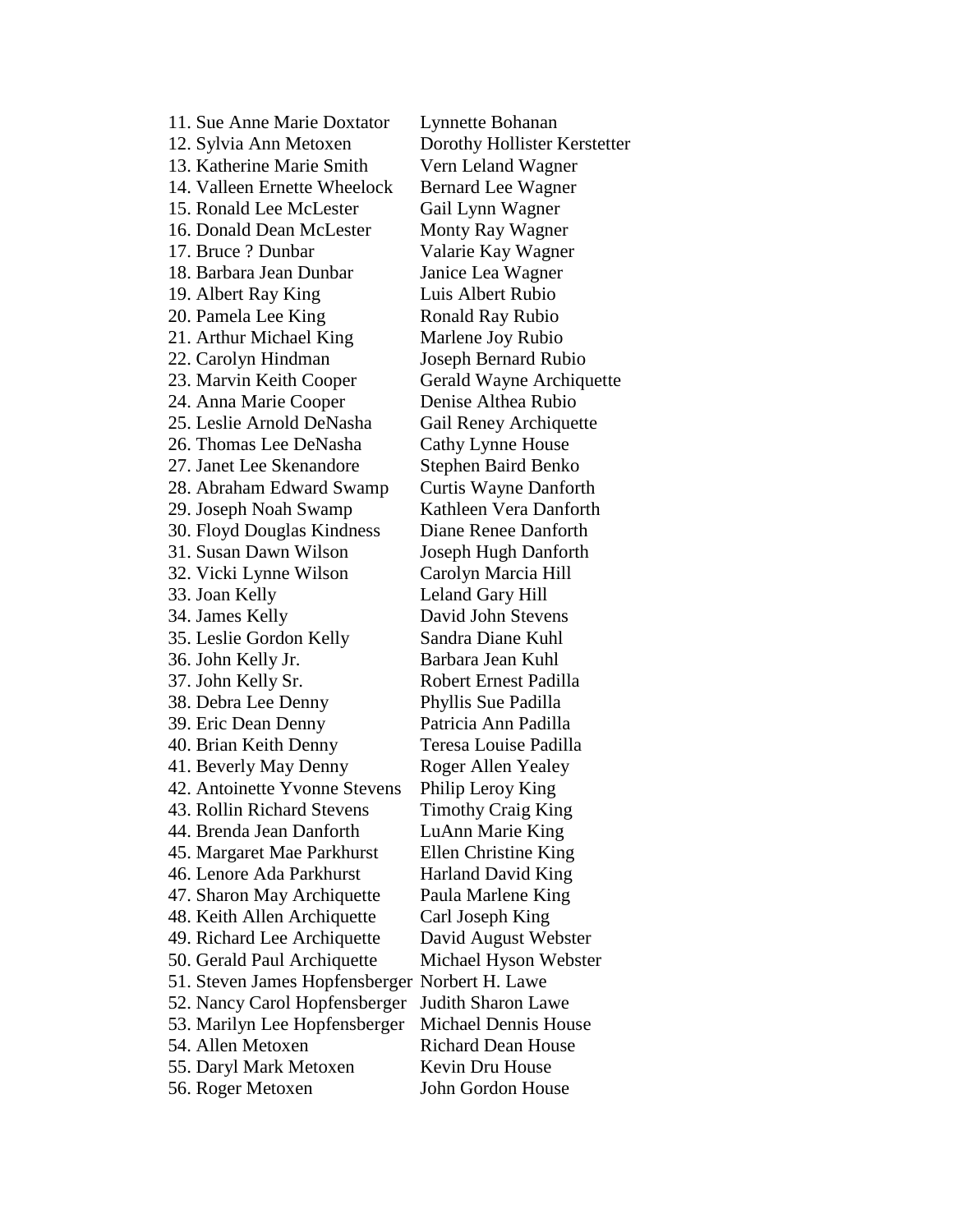11. Sue Anne Marie Doxtator
12. Sylvia Ann Metoxen
13. Katherine Marie Smith
14. Valleen Ernette Wheelock
15. Ronald Lee McLester
16. Donald Dean McLester
17. Bruce ? Dunbar
18. Barbara Jean Dunbar
19. Albert Ray King
20. Pamela Lee King
21. Arthur Michael King
22. Carolyn Hindman
23. Marvin Keith Cooper
24. Anna Marie Cooper
25. Leslie Arnold DeNasha
26. Thomas Lee DeNasha
27. Janet Lee Skenandore
28. Abraham Edward Swamp
29. Joseph Noah Swamp
30. Floyd Douglas Kindness
31. Susan Dawn Wilson
32. Vicki Lynne Wilson
33. Joan Kelly
34. James Kelly
35. Leslie Gordon Kelly
36. John Kelly Jr.
37. John Kelly Sr.
38. Debra Lee Denny
39. Eric Dean Denny
40. Brian Keith Denny
41. Beverly May Denny
42. Antoinette Yvonne Stevens
43. Rollin Richard Stevens
44. Brenda Jean Danforth
45. Margaret Mae Parkhurst
46. Lenore Ada Parkhurst
47. Sharon May Archiquette
48. Keith Allen Archiquette
49. Richard Lee Archiquette
50. Gerald Paul Archiquette
51. Steven James Hopfensberger
52. Nancy Carol Hopfensberger
53. Marilyn Lee Hopfensberger
54. Allen Metoxen
55. Daryl Mark Metoxen
56. Roger Metoxen

Lynnette Bohanan
Dorothy Hollister Kerstetter
Vern Leland Wagner
Bernard Lee Wagner
Gail Lynn Wagner
Monty Ray Wagner
Valarie Kay Wagner
Janice Lea Wagner
Luis Albert Rubio
Ronald Ray Rubio
Marlene Joy Rubio
Joseph Bernard Rubio
Gerald Wayne Archiquette
Denise Althea Rubio
Gail Reney Archiquette
Cathy Lynne House
Stephen Baird Benko
Curtis Wayne Danforth
Kathleen Vera Danforth
Diane Renee Danforth
Joseph Hugh Danforth
Carolyn Marcia Hill
Leland Gary Hill
David John Stevens
Sandra Diane Kuhl
Barbara Jean Kuhl
Robert Ernest Padilla
Phyllis Sue Padilla
Patricia Ann Padilla
Teresa Louise Padilla
Roger Allen Yealey
Philip Leroy King
Timothy Craig King
LuAnn Marie King
Ellen Christine King
Harland David King
Paula Marlene King
Carl Joseph King
David August Webster
Michael Hyson Webster
Norbert H. Lawe
Judith Sharon Lawe
Michael Dennis House
Richard Dean House
Kevin Dru House
John Gordon House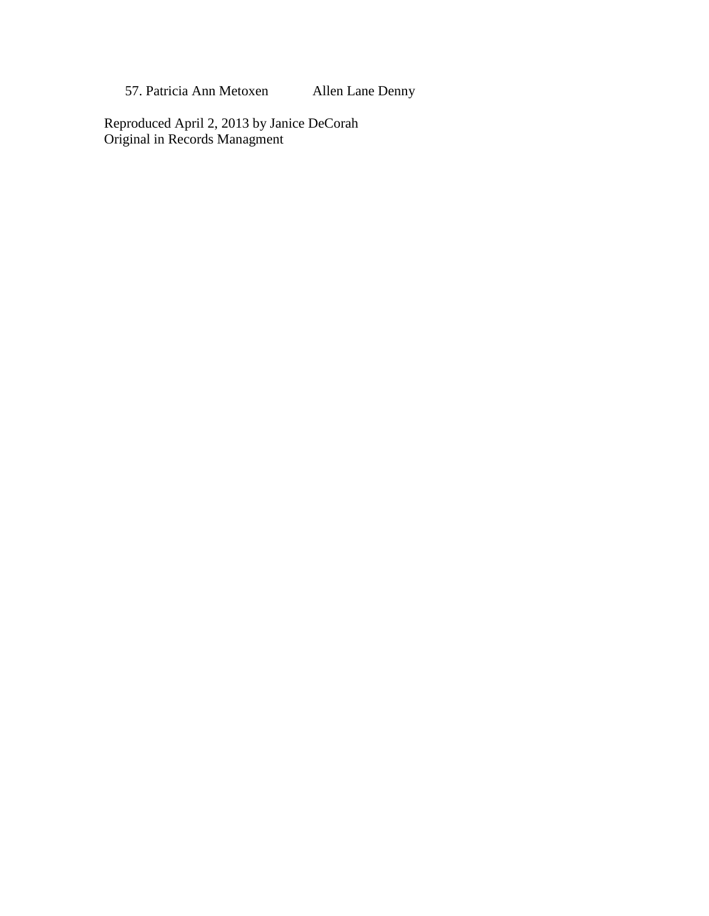57. Patricia Ann Metoxen  Allen Lane Denny

Reproduced April 2, 2013 by Janice DeCorah
Original in Records Managment